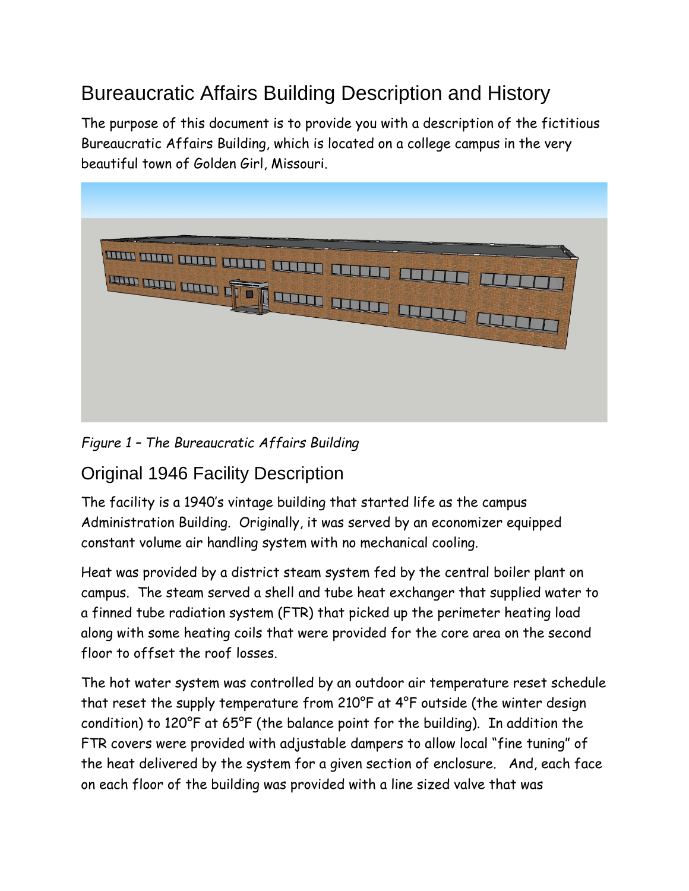# Bureaucratic Affairs Building Description and History

The purpose of this document is to provide you with a description of the fictitious Bureaucratic Affairs Building, which is located on a college campus in the very beautiful town of Golden Girl, Missouri.

*Figure 1 – The Bureaucratic Affairs Building*

## Original 1946 Facility Description

The facility is a 1940's vintage building that started life as the campus Administration Building. Originally, it was served by an economizer equipped constant volume air handling system with no mechanical cooling.

Heat was provided by a district steam system fed by the central boiler plant on campus. The steam served a shell and tube heat exchanger that supplied water to a finned tube radiation system (FTR) that picked up the perimeter heating load along with some heating coils that were provided for the core area on the second floor to offset the roof losses.

The hot water system was controlled by an outdoor air temperature reset schedule that reset the supply temperature from 210°F at 4°F outside (the winter design condition) to 120°F at 65°F (the balance point for the building). In addition the FTR covers were provided with adjustable dampers to allow local "fine tuning" of the heat delivered by the system for a given section of enclosure. And, each face on each floor of the building was provided with a line sized valve that was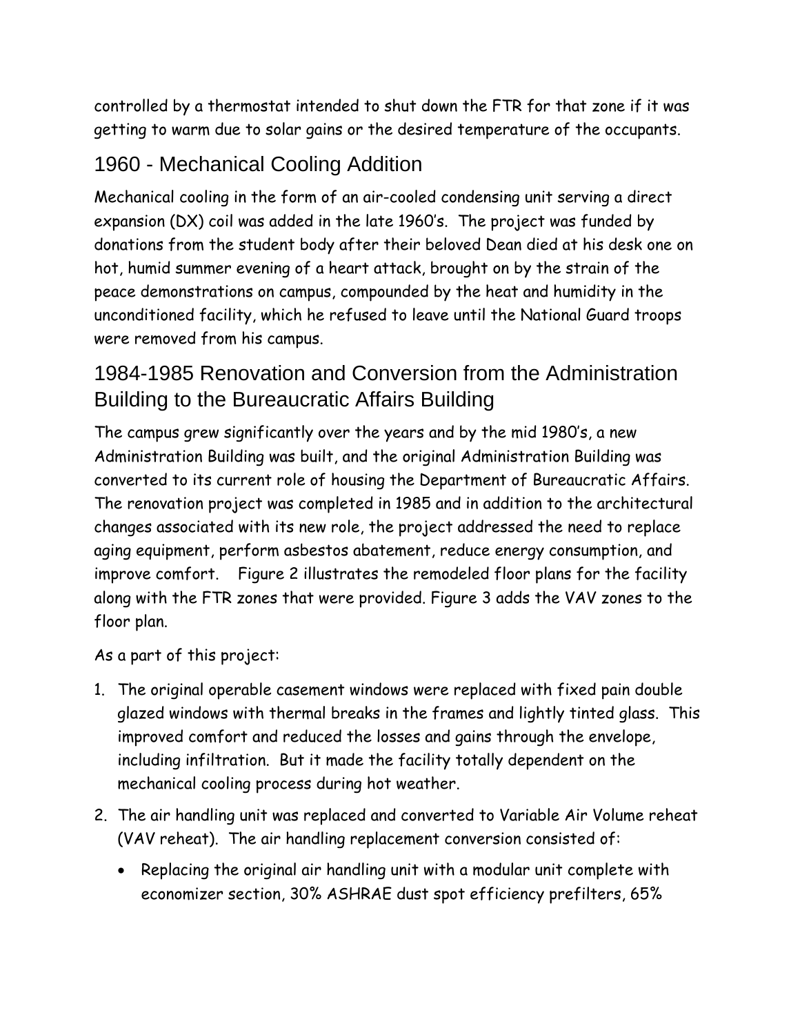controlled by a thermostat intended to shut down the FTR for that zone if it was getting to warm due to solar gains or the desired temperature of the occupants.

## 1960 - Mechanical Cooling Addition

Mechanical cooling in the form of an air-cooled condensing unit serving a direct expansion (DX) coil was added in the late 1960's. The project was funded by donations from the student body after their beloved Dean died at his desk one on hot, humid summer evening of a heart attack, brought on by the strain of the peace demonstrations on campus, compounded by the heat and humidity in the unconditioned facility, which he refused to leave until the National Guard troops were removed from his campus.

## 1984-1985 Renovation and Conversion from the Administration Building to the Bureaucratic Affairs Building

The campus grew significantly over the years and by the mid 1980's, a new Administration Building was built, and the original Administration Building was converted to its current role of housing the Department of Bureaucratic Affairs. The renovation project was completed in 1985 and in addition to the architectural changes associated with its new role, the project addressed the need to replace aging equipment, perform asbestos abatement, reduce energy consumption, and improve comfort. Figure 2 illustrates the remodeled floor plans for the facility along with the FTR zones that were provided. Figure 3 adds the VAV zones to the floor plan.

As a part of this project:

1. The original operable casement windows were replaced with fixed pain double glazed windows with thermal breaks in the frames and lightly tinted glass. This improved comfort and reduced the losses and gains through the envelope, including infiltration. But it made the facility totally dependent on the mechanical cooling process during hot weather.
2. The air handling unit was replaced and converted to Variable Air Volume reheat (VAV reheat). The air handling replacement conversion consisted of:
   - Replacing the original air handling unit with a modular unit complete with economizer section, 30% ASHRAE dust spot efficiency prefilters, 65%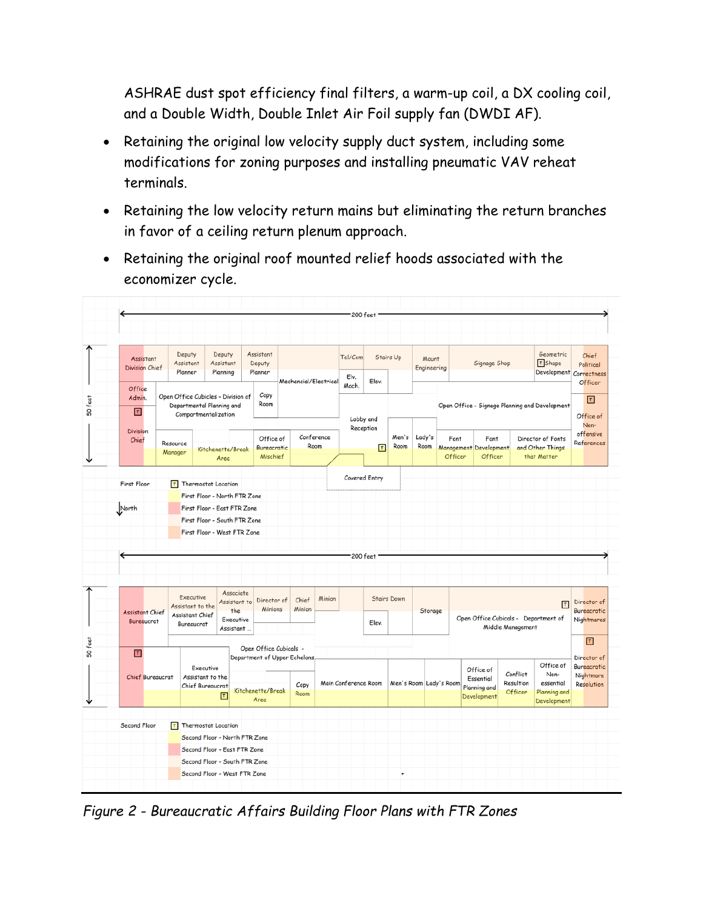ASHRAE dust spot efficiency final filters, a warm-up coil, a DX cooling coil, and a Double Width, Double Inlet Air Foil supply fan (DWDI AF).

- Retaining the original low velocity supply duct system, including some modifications for zoning purposes and installing pneumatic VAV reheat terminals.
- Retaining the low velocity return mains but eliminating the return branches in favor of a ceiling return plenum approach.
- Retaining the original roof mounted relief hoods associated with the economizer cycle.

200 feet

50 feet

Assistant Division Chief | Deputy Assistant Planner | Deputy Assistant Planning | Assistant Deputy Planner | Mechanical/Electrical | Tel/Com | Stairs Up | Elv. Mech. | Elev. | Mount Engineering | Signage Shop | Geometric Shape Development | Chief Political Correctness Officer

Office Admin. | Open Office Cubicles - Division of Departmental Planning and Compartmentalization | Copy Room | Lobby and Reception | Open Office - Signage Planning and Development | Office of Non-offensive References

Division Chief | Resource Manager | Kitchenette/Break Area | Office of Bureaucratic Mischief | Conference Room | Men's Room | Lady's Room | Font Management Officer | Font Development Officer | Director of Fonts and Other Things that Matter

Covered Entry

First Floor

T Thermostat Location

First Floor - North FTR Zone

First Floor - East FTR Zone

First Floor - South FTR Zone

First Floor - West FTR Zone

North

200 feet

50 feet

Assistant Chief Bureaucrat | Executive Assistant to the Assistant Chief Bureaucrat | Associate Assistant to the Executive Assistant ... | Director of Minions | Chief Minion | Minion | Stairs Down | Elev. | Storage | Open Office Cubicals - Department of Middle Management | Director of Bureaucratic Nightmares

Open Office Cubicals - Department of Upper Echelons

Chief Bureaucrat | Executive Assistant to the Chief Bureaucrat | Kitchenette/Break Area | Copy Room | Main Conference Room | Men's Room | Lady's Room | Office of Essential Planning and Development | Conflict Resultion Officer | Office of Non-essential Planning and Development | Director of Bureacratic Nightmare Resolution

Second Floor

T Thermostat Location

Second Floor - North FTR Zone

Second Floor - East FTR Zone

Second Floor - South FTR Zone

Second Floor - West FTR Zone

*Figure 2 - Bureaucratic Affairs Building Floor Plans with FTR Zones*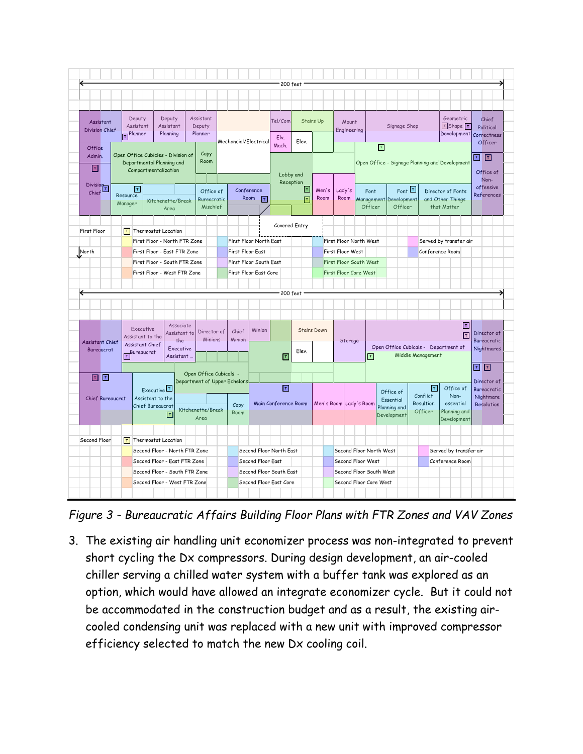Figure 3 - Bureaucratic Affairs Building Floor Plans with FTR Zones and VAV Zones

3. The existing air handling unit economizer process was non-integrated to prevent short cycling the Dx compressors. During design development, an air-cooled chiller serving a chilled water system with a buffer tank was explored as an option, which would have allowed an integrate economizer cycle. But it could not be accommodated in the construction budget and as a result, the existing air-cooled condensing unit was replaced with a new unit with improved compressor efficiency selected to match the new Dx cooling coil.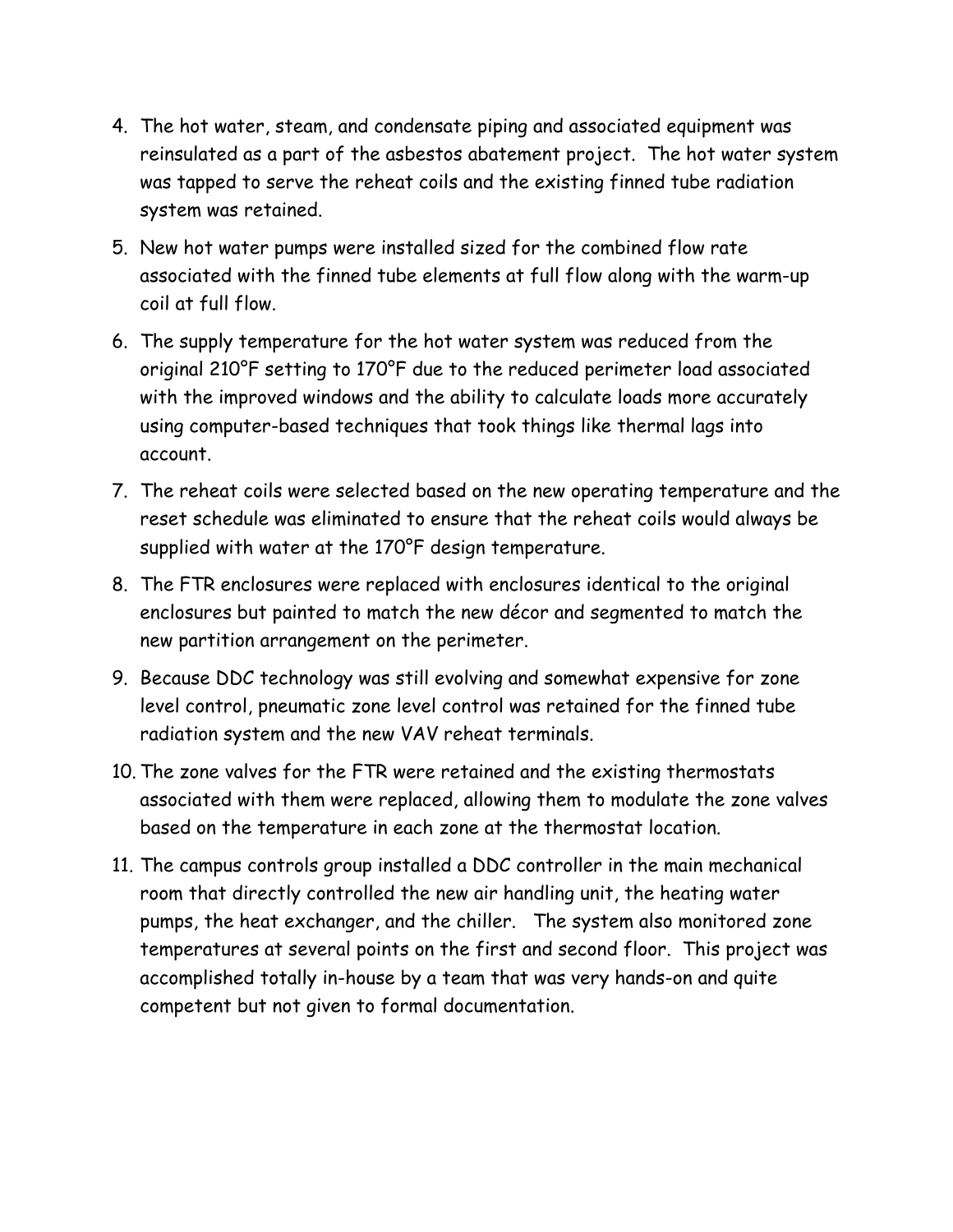4. The hot water, steam, and condensate piping and associated equipment was reinsulated as a part of the asbestos abatement project. The hot water system was tapped to serve the reheat coils and the existing finned tube radiation system was retained.
5. New hot water pumps were installed sized for the combined flow rate associated with the finned tube elements at full flow along with the warm-up coil at full flow.
6. The supply temperature for the hot water system was reduced from the original 210°F setting to 170°F due to the reduced perimeter load associated with the improved windows and the ability to calculate loads more accurately using computer-based techniques that took things like thermal lags into account.
7. The reheat coils were selected based on the new operating temperature and the reset schedule was eliminated to ensure that the reheat coils would always be supplied with water at the 170°F design temperature.
8. The FTR enclosures were replaced with enclosures identical to the original enclosures but painted to match the new décor and segmented to match the new partition arrangement on the perimeter.
9. Because DDC technology was still evolving and somewhat expensive for zone level control, pneumatic zone level control was retained for the finned tube radiation system and the new VAV reheat terminals.
10. The zone valves for the FTR were retained and the existing thermostats associated with them were replaced, allowing them to modulate the zone valves based on the temperature in each zone at the thermostat location.
11. The campus controls group installed a DDC controller in the main mechanical room that directly controlled the new air handling unit, the heating water pumps, the heat exchanger, and the chiller. The system also monitored zone temperatures at several points on the first and second floor. This project was accomplished totally in-house by a team that was very hands-on and quite competent but not given to formal documentation.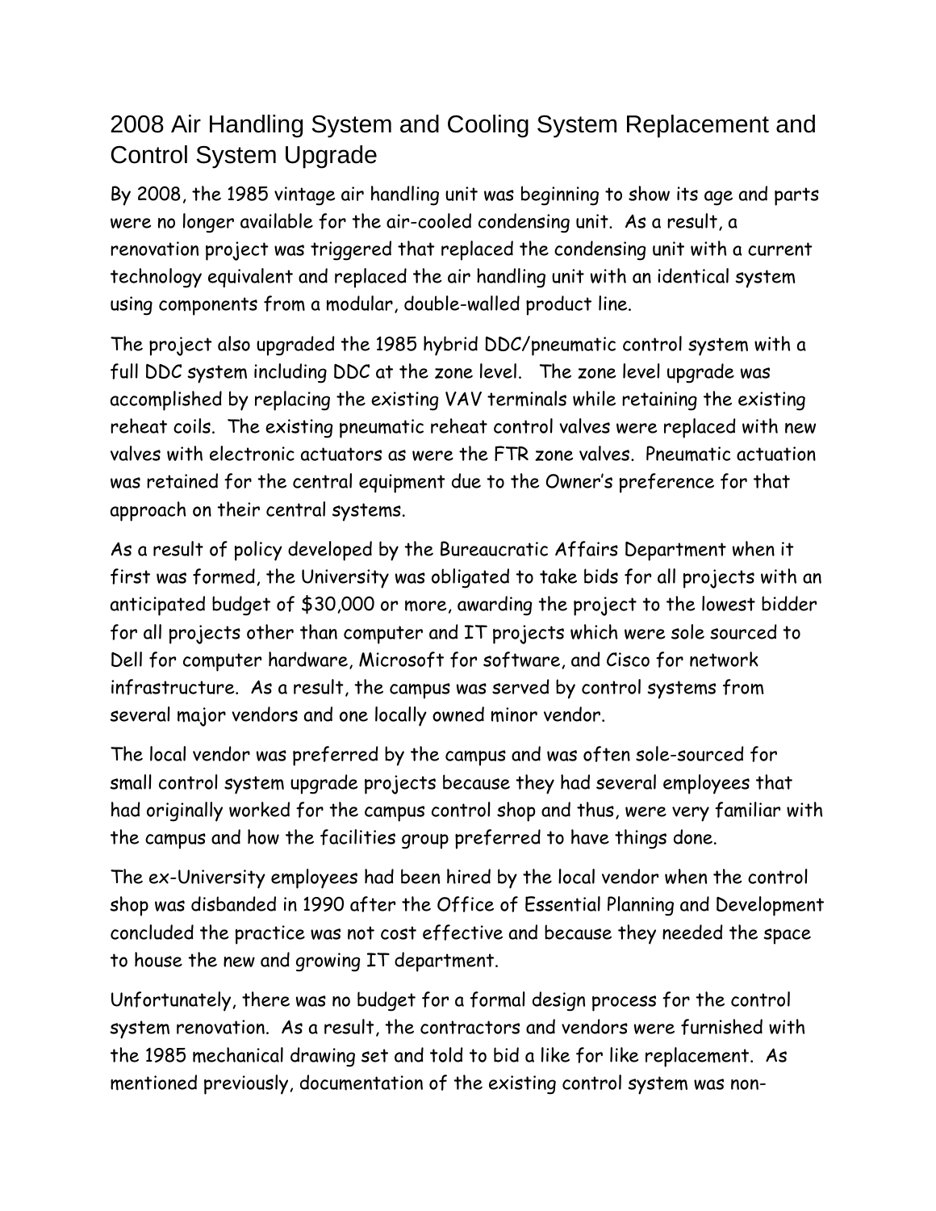## 2008 Air Handling System and Cooling System Replacement and Control System Upgrade

By 2008, the 1985 vintage air handling unit was beginning to show its age and parts were no longer available for the air-cooled condensing unit. As a result, a renovation project was triggered that replaced the condensing unit with a current technology equivalent and replaced the air handling unit with an identical system using components from a modular, double-walled product line.

The project also upgraded the 1985 hybrid DDC/pneumatic control system with a full DDC system including DDC at the zone level. The zone level upgrade was accomplished by replacing the existing VAV terminals while retaining the existing reheat coils. The existing pneumatic reheat control valves were replaced with new valves with electronic actuators as were the FTR zone valves. Pneumatic actuation was retained for the central equipment due to the Owner's preference for that approach on their central systems.

As a result of policy developed by the Bureaucratic Affairs Department when it first was formed, the University was obligated to take bids for all projects with an anticipated budget of $30,000 or more, awarding the project to the lowest bidder for all projects other than computer and IT projects which were sole sourced to Dell for computer hardware, Microsoft for software, and Cisco for network infrastructure. As a result, the campus was served by control systems from several major vendors and one locally owned minor vendor.

The local vendor was preferred by the campus and was often sole-sourced for small control system upgrade projects because they had several employees that had originally worked for the campus control shop and thus, were very familiar with the campus and how the facilities group preferred to have things done.

The ex-University employees had been hired by the local vendor when the control shop was disbanded in 1990 after the Office of Essential Planning and Development concluded the practice was not cost effective and because they needed the space to house the new and growing IT department.

Unfortunately, there was no budget for a formal design process for the control system renovation. As a result, the contractors and vendors were furnished with the 1985 mechanical drawing set and told to bid a like for like replacement. As mentioned previously, documentation of the existing control system was non-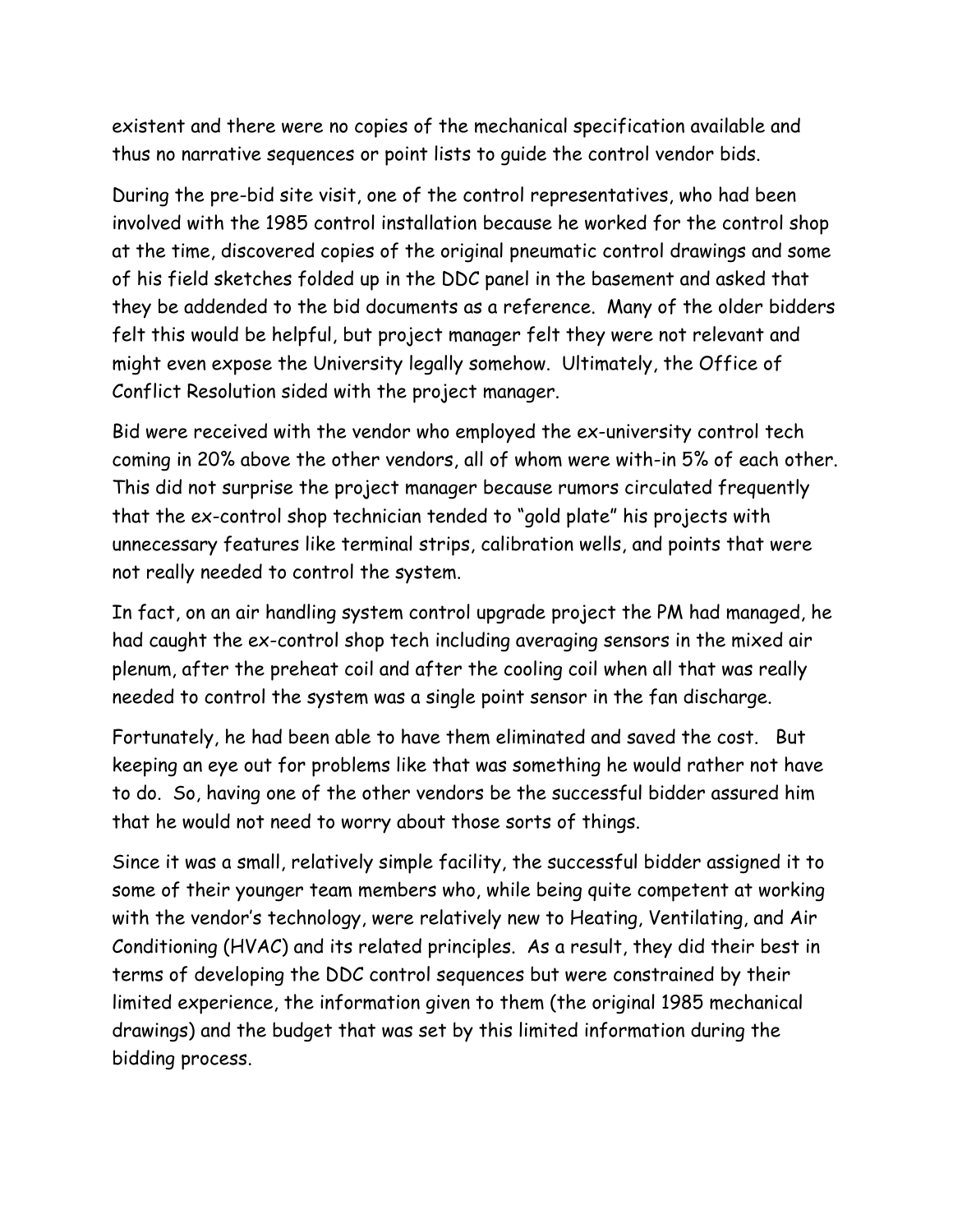existent and there were no copies of the mechanical specification available and thus no narrative sequences or point lists to guide the control vendor bids.

During the pre-bid site visit, one of the control representatives, who had been involved with the 1985 control installation because he worked for the control shop at the time, discovered copies of the original pneumatic control drawings and some of his field sketches folded up in the DDC panel in the basement and asked that they be addended to the bid documents as a reference. Many of the older bidders felt this would be helpful, but project manager felt they were not relevant and might even expose the University legally somehow. Ultimately, the Office of Conflict Resolution sided with the project manager.

Bid were received with the vendor who employed the ex-university control tech coming in 20% above the other vendors, all of whom were with-in 5% of each other. This did not surprise the project manager because rumors circulated frequently that the ex-control shop technician tended to "gold plate" his projects with unnecessary features like terminal strips, calibration wells, and points that were not really needed to control the system.

In fact, on an air handling system control upgrade project the PM had managed, he had caught the ex-control shop tech including averaging sensors in the mixed air plenum, after the preheat coil and after the cooling coil when all that was really needed to control the system was a single point sensor in the fan discharge.

Fortunately, he had been able to have them eliminated and saved the cost. But keeping an eye out for problems like that was something he would rather not have to do. So, having one of the other vendors be the successful bidder assured him that he would not need to worry about those sorts of things.

Since it was a small, relatively simple facility, the successful bidder assigned it to some of their younger team members who, while being quite competent at working with the vendor's technology, were relatively new to Heating, Ventilating, and Air Conditioning (HVAC) and its related principles. As a result, they did their best in terms of developing the DDC control sequences but were constrained by their limited experience, the information given to them (the original 1985 mechanical drawings) and the budget that was set by this limited information during the bidding process.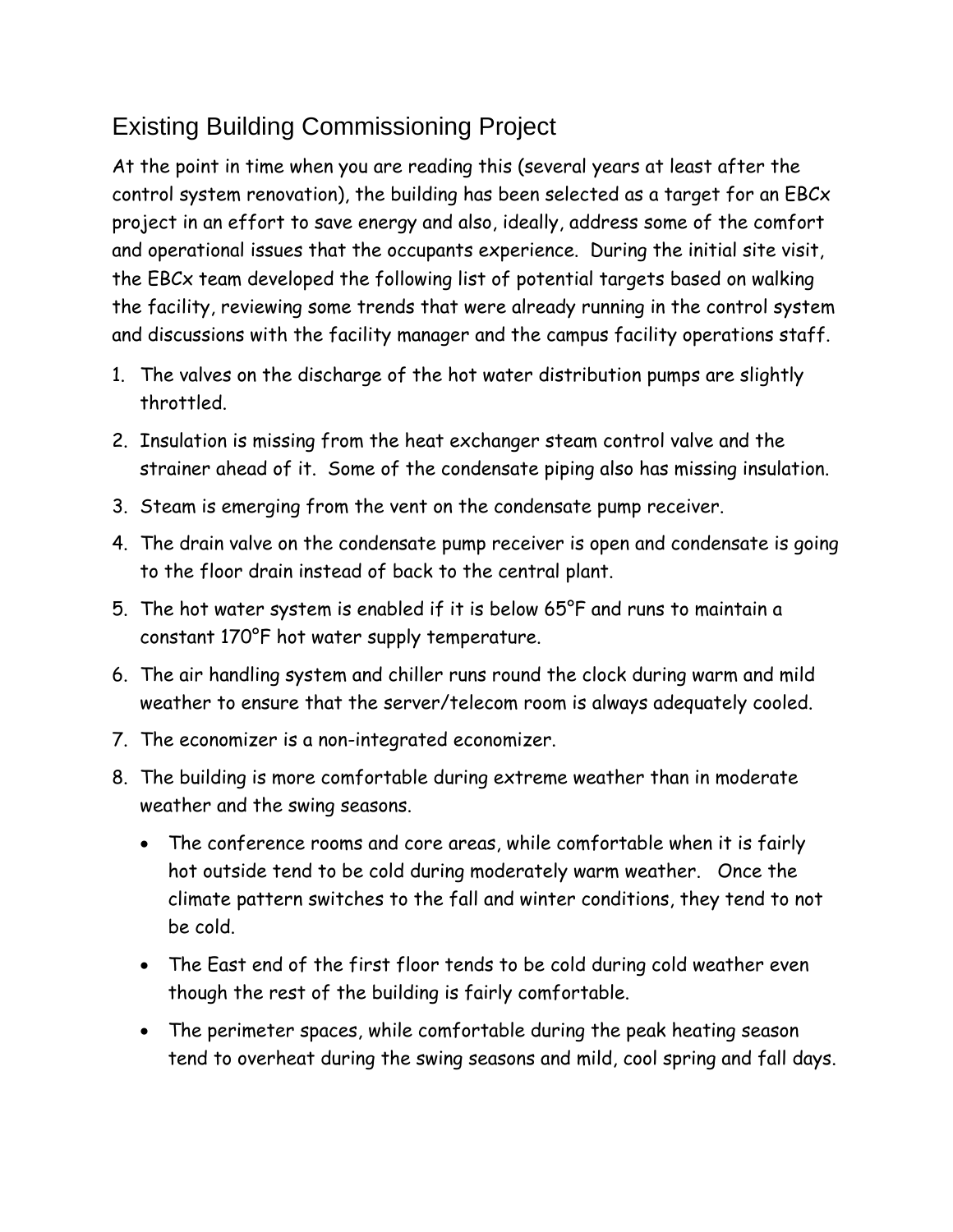# Existing Building Commissioning Project

At the point in time when you are reading this (several years at least after the control system renovation), the building has been selected as a target for an EBCx project in an effort to save energy and also, ideally, address some of the comfort and operational issues that the occupants experience. During the initial site visit, the EBCx team developed the following list of potential targets based on walking the facility, reviewing some trends that were already running in the control system and discussions with the facility manager and the campus facility operations staff.

1. The valves on the discharge of the hot water distribution pumps are slightly throttled.
2. Insulation is missing from the heat exchanger steam control valve and the strainer ahead of it. Some of the condensate piping also has missing insulation.
3. Steam is emerging from the vent on the condensate pump receiver.
4. The drain valve on the condensate pump receiver is open and condensate is going to the floor drain instead of back to the central plant.
5. The hot water system is enabled if it is below 65°F and runs to maintain a constant 170°F hot water supply temperature.
6. The air handling system and chiller runs round the clock during warm and mild weather to ensure that the server/telecom room is always adequately cooled.
7. The economizer is a non-integrated economizer.
8. The building is more comfortable during extreme weather than in moderate weather and the swing seasons.
   - The conference rooms and core areas, while comfortable when it is fairly hot outside tend to be cold during moderately warm weather. Once the climate pattern switches to the fall and winter conditions, they tend to not be cold.
   - The East end of the first floor tends to be cold during cold weather even though the rest of the building is fairly comfortable.
   - The perimeter spaces, while comfortable during the peak heating season tend to overheat during the swing seasons and mild, cool spring and fall days.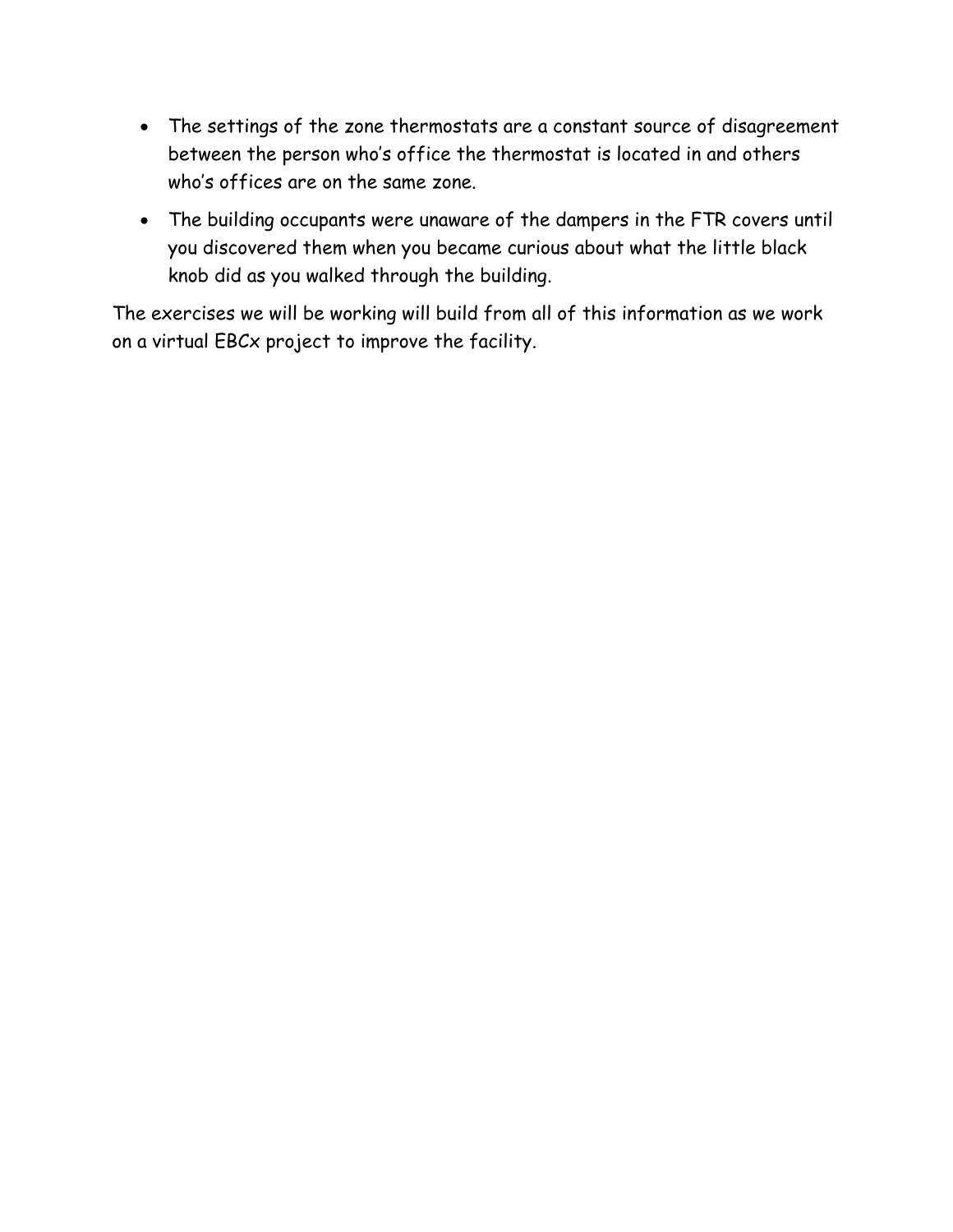- The settings of the zone thermostats are a constant source of disagreement between the person who's office the thermostat is located in and others who's offices are on the same zone.
- The building occupants were unaware of the dampers in the FTR covers until you discovered them when you became curious about what the little black knob did as you walked through the building.

The exercises we will be working will build from all of this information as we work on a virtual EBCx project to improve the facility.